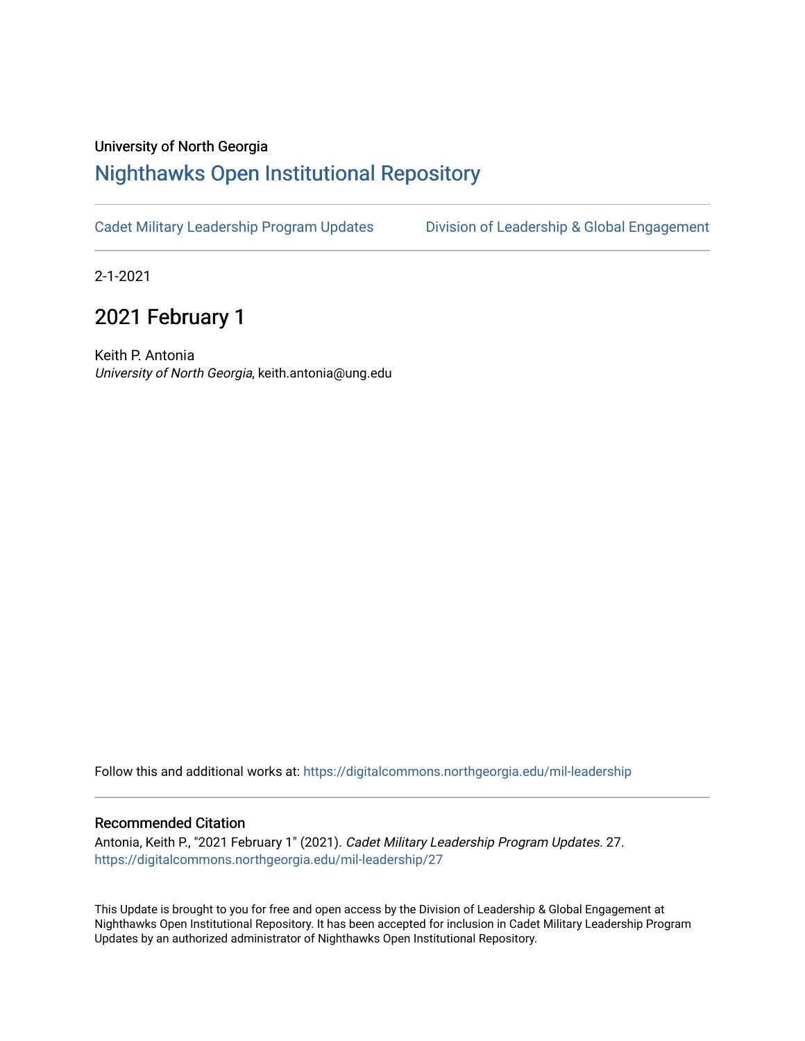University of North Georgia

# Nighthawks Open Institutional Repository

Cadet Military Leadership Program Updates | Division of Leadership & Global Engagement

2-1-2021

## 2021 February 1

Keith P. Antonia
*University of North Georgia*, keith.antonia@ung.edu

Follow this and additional works at: https://digitalcommons.northgeorgia.edu/mil-leadership

### Recommended Citation

Antonia, Keith P., "2021 February 1" (2021). *Cadet Military Leadership Program Updates*. 27.
https://digitalcommons.northgeorgia.edu/mil-leadership/27

This Update is brought to you for free and open access by the Division of Leadership & Global Engagement at Nighthawks Open Institutional Repository. It has been accepted for inclusion in Cadet Military Leadership Program Updates by an authorized administrator of Nighthawks Open Institutional Repository.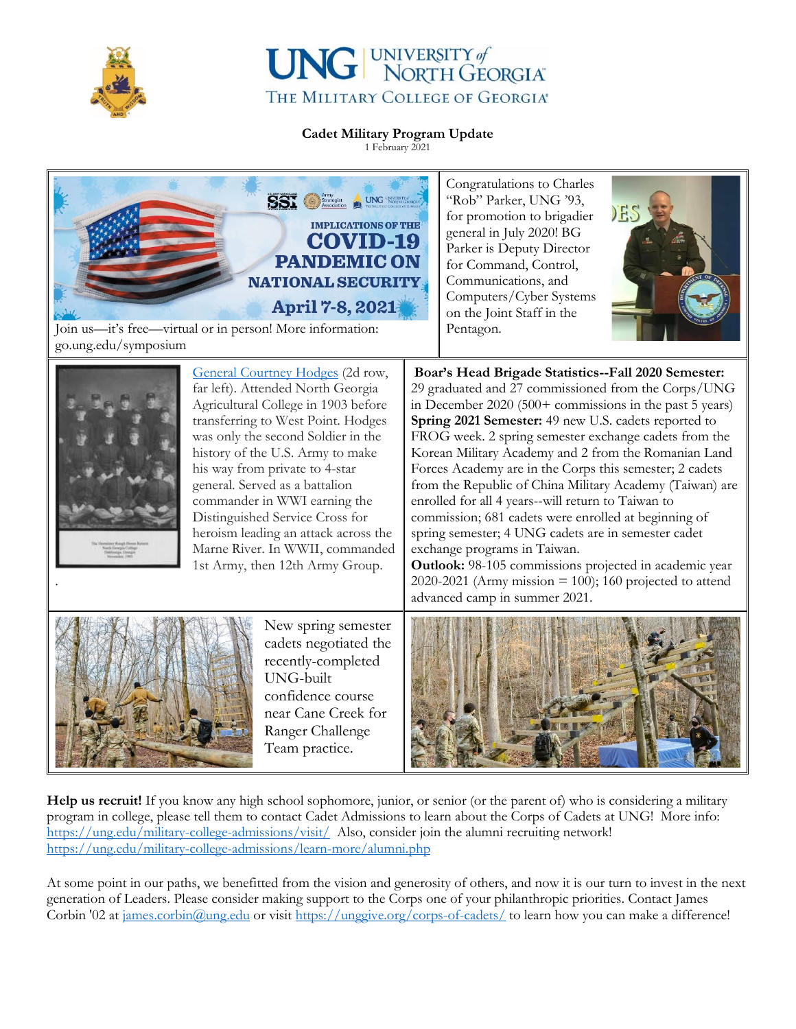**Cadet Military Program Update**

1 February 2021

IMPLICATIONS OF THE COVID-19 PANDEMIC ON NATIONAL SECURITY

April 7-8, 2021

Join us—it's free—virtual or in person! More information: go.ung.edu/symposium

Congratulations to Charles "Rob" Parker, UNG '93, for promotion to brigadier general in July 2020! BG Parker is Deputy Director for Command, Control, Communications, and Computers/Cyber Systems on the Joint Staff in the Pentagon.

General Courtney Hodges (2d row, far left). Attended North Georgia Agricultural College in 1903 before transferring to West Point. Hodges was only the second Soldier in the history of the U.S. Army to make his way from private to 4-star general. Served as a battalion commander in WWI earning the Distinguished Service Cross for heroism leading an attack across the Marne River. In WWII, commanded 1st Army, then 12th Army Group.

**Boar's Head Brigade Statistics--Fall 2020 Semester:** 29 graduated and 27 commissioned from the Corps/UNG in December 2020 (500+ commissions in the past 5 years)
**Spring 2021 Semester:** 49 new U.S. cadets reported to FROG week. 2 spring semester exchange cadets from the Korean Military Academy and 2 from the Romanian Land Forces Academy are in the Corps this semester; 2 cadets from the Republic of China Military Academy (Taiwan) are enrolled for all 4 years--will return to Taiwan to commission; 681 cadets were enrolled at beginning of spring semester; 4 UNG cadets are in semester cadet exchange programs in Taiwan.
**Outlook:** 98-105 commissions projected in academic year 2020-2021 (Army mission = 100); 160 projected to attend advanced camp in summer 2021.

New spring semester cadets negotiated the recently-completed UNG-built confidence course near Cane Creek for Ranger Challenge Team practice.

**Help us recruit!** If you know any high school sophomore, junior, or senior (or the parent of) who is considering a military program in college, please tell them to contact Cadet Admissions to learn about the Corps of Cadets at UNG! More info: https://ung.edu/military-college-admissions/visit/ Also, consider join the alumni recruiting network! https://ung.edu/military-college-admissions/learn-more/alumni.php

At some point in our paths, we benefitted from the vision and generosity of others, and now it is our turn to invest in the next generation of Leaders. Please consider making support to the Corps one of your philanthropic priorities. Contact James Corbin '02 at james.corbin@ung.edu or visit https://unggive.org/corps-of-cadets/ to learn how you can make a difference!